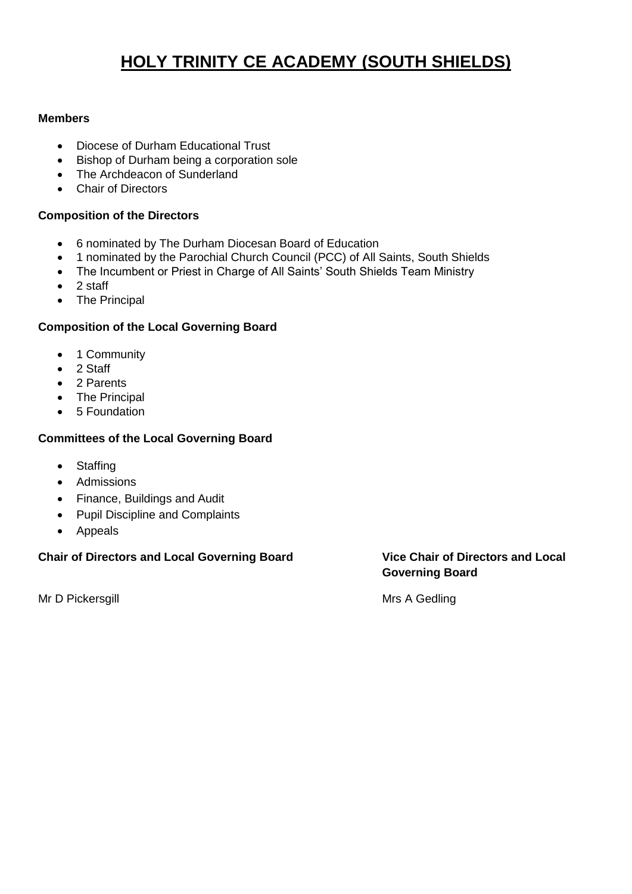# HOLY TRINITY CE ACADEMY (SOUTH SHIELDS)

**Members**

- Diocese of Durham Educational Trust
- Bishop of Durham being a corporation sole
- The Archdeacon of Sunderland
- Chair of Directors

**Composition of the Directors**

- 6 nominated by The Durham Diocesan Board of Education
- 1 nominated by the Parochial Church Council (PCC) of All Saints, South Shields
- The Incumbent or Priest in Charge of All Saints' South Shields Team Ministry
- 2 staff
- The Principal

**Composition of the Local Governing Board**

- 1 Community
- 2 Staff
- 2 Parents
- The Principal
- 5 Foundation

**Committees of the Local Governing Board**

- Staffing
- Admissions
- Finance, Buildings and Audit
- Pupil Discipline and Complaints
- Appeals

**Chair of Directors and Local Governing Board**

Mr D Pickersgill

**Vice Chair of Directors and Local Governing Board**

Mrs A Gedling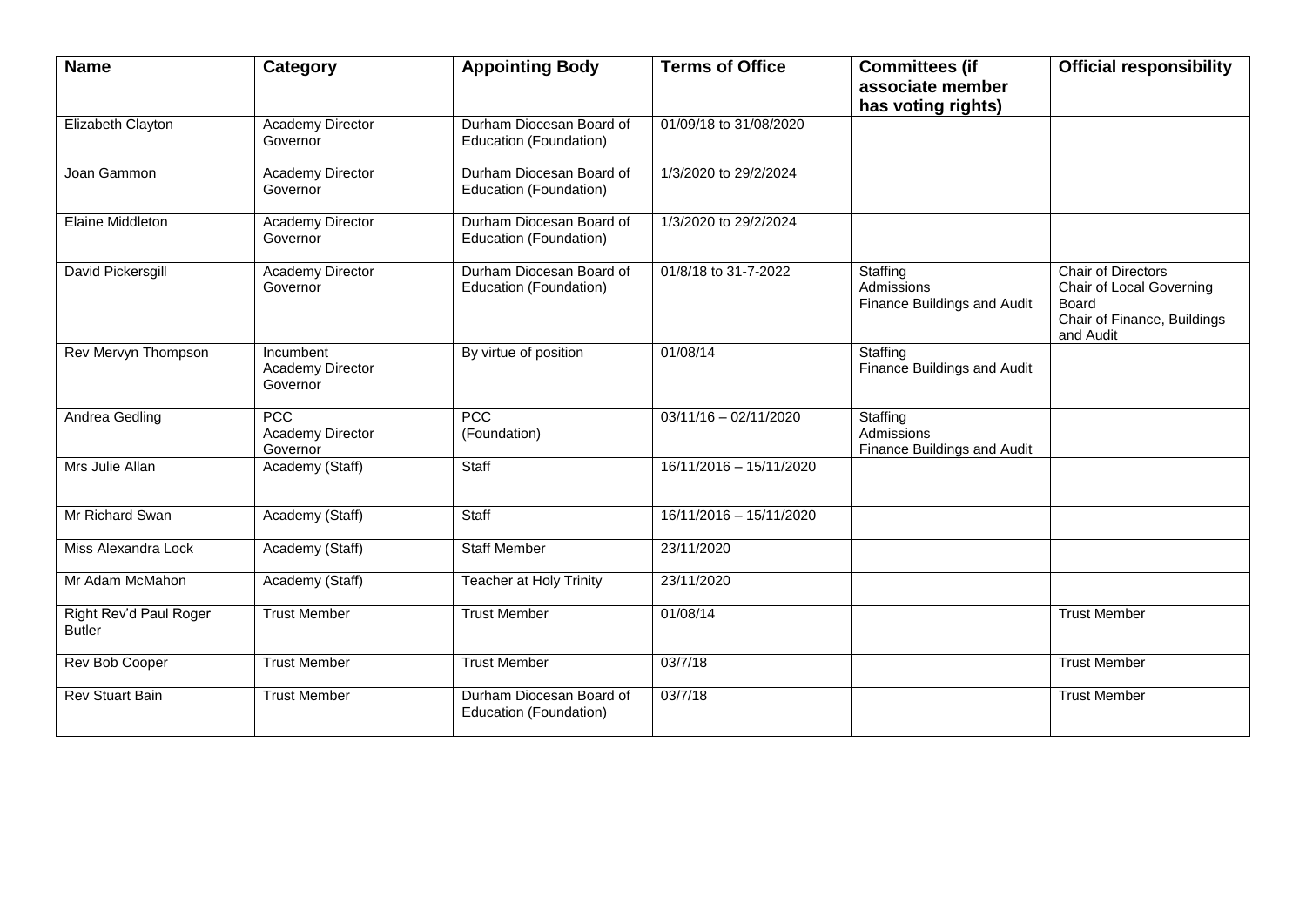| Name | Category | Appointing Body | Terms of Office | Committees (if associate member has voting rights) | Official responsibility |
|---|---|---|---|---|---|
| Elizabeth Clayton | Academy Director Governor | Durham Diocesan Board of Education (Foundation) | 01/09/18 to 31/08/2020 | | |
| Joan Gammon | Academy Director Governor | Durham Diocesan Board of Education (Foundation) | 1/3/2020 to 29/2/2024 | | |
| Elaine Middleton | Academy Director Governor | Durham Diocesan Board of Education (Foundation) | 1/3/2020 to 29/2/2024 | | |
| David Pickersgill | Academy Director Governor | Durham Diocesan Board of Education (Foundation) | 01/8/18 to 31-7-2022 | Staffing<br>Admissions<br>Finance Buildings and Audit | Chair of Directors<br>Chair of Local Governing Board<br>Chair of Finance, Buildings and Audit |
| Rev Mervyn Thompson | Incumbent<br>Academy Director Governor | By virtue of position | 01/08/14 | Staffing<br>Finance Buildings and Audit | |
| Andrea Gedling | PCC<br>Academy Director Governor | PCC<br>(Foundation) | 03/11/16 – 02/11/2020 | Staffing<br>Admissions<br>Finance Buildings and Audit | |
| Mrs Julie Allan | Academy (Staff) | Staff | 16/11/2016 – 15/11/2020 | | |
| Mr Richard Swan | Academy (Staff) | Staff | 16/11/2016 – 15/11/2020 | | |
| Miss Alexandra Lock | Academy (Staff) | Staff Member | 23/11/2020 | | |
| Mr Adam McMahon | Academy (Staff) | Teacher at Holy Trinity | 23/11/2020 | | |
| Right Rev'd Paul Roger Butler | Trust Member | Trust Member | 01/08/14 | | Trust Member |
| Rev Bob Cooper | Trust Member | Trust Member | 03/7/18 | | Trust Member |
| Rev Stuart Bain | Trust Member | Durham Diocesan Board of Education (Foundation) | 03/7/18 | | Trust Member |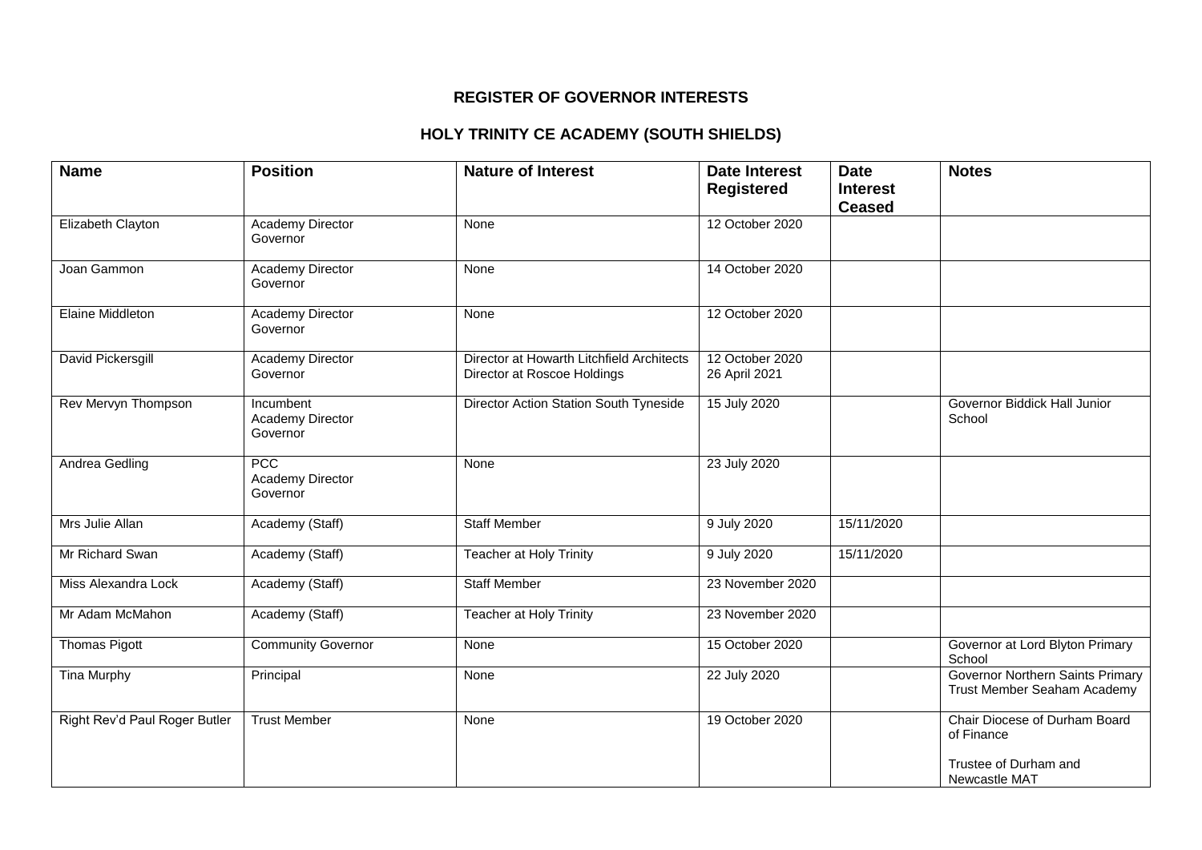# REGISTER OF GOVERNOR INTERESTS

## HOLY TRINITY CE ACADEMY (SOUTH SHIELDS)

| Name | Position | Nature of Interest | Date Interest Registered | Date Interest Ceased | Notes |
|---|---|---|---|---|---|
| Elizabeth Clayton | Academy Director<br>Governor | None | 12 October 2020 | | |
| Joan Gammon | Academy Director<br>Governor | None | 14 October 2020 | | |
| Elaine Middleton | Academy Director<br>Governor | None | 12 October 2020 | | |
| David Pickersgill | Academy Director<br>Governor | Director at Howarth Litchfield Architects<br>Director at Roscoe Holdings | 12 October 2020<br>26 April 2021 | | |
| Rev Mervyn Thompson | Incumbent<br>Academy Director<br>Governor | Director Action Station South Tyneside | 15 July 2020 | | Governor Biddick Hall Junior School |
| Andrea Gedling | PCC<br>Academy Director<br>Governor | None | 23 July 2020 | | |
| Mrs Julie Allan | Academy (Staff) | Staff Member | 9 July 2020 | 15/11/2020 | |
| Mr Richard Swan | Academy (Staff) | Teacher at Holy Trinity | 9 July 2020 | 15/11/2020 | |
| Miss Alexandra Lock | Academy (Staff) | Staff Member | 23 November 2020 | | |
| Mr Adam McMahon | Academy (Staff) | Teacher at Holy Trinity | 23 November 2020 | | |
| Thomas Pigott | Community Governor | None | 15 October 2020 | | Governor at Lord Blyton Primary School |
| Tina Murphy | Principal | None | 22 July 2020 | | Governor Northern Saints Primary<br>Trust Member Seaham Academy |
| Right Rev'd Paul Roger Butler | Trust Member | None | 19 October 2020 | | Chair Diocese of Durham Board of Finance<br><br>Trustee of Durham and Newcastle MAT |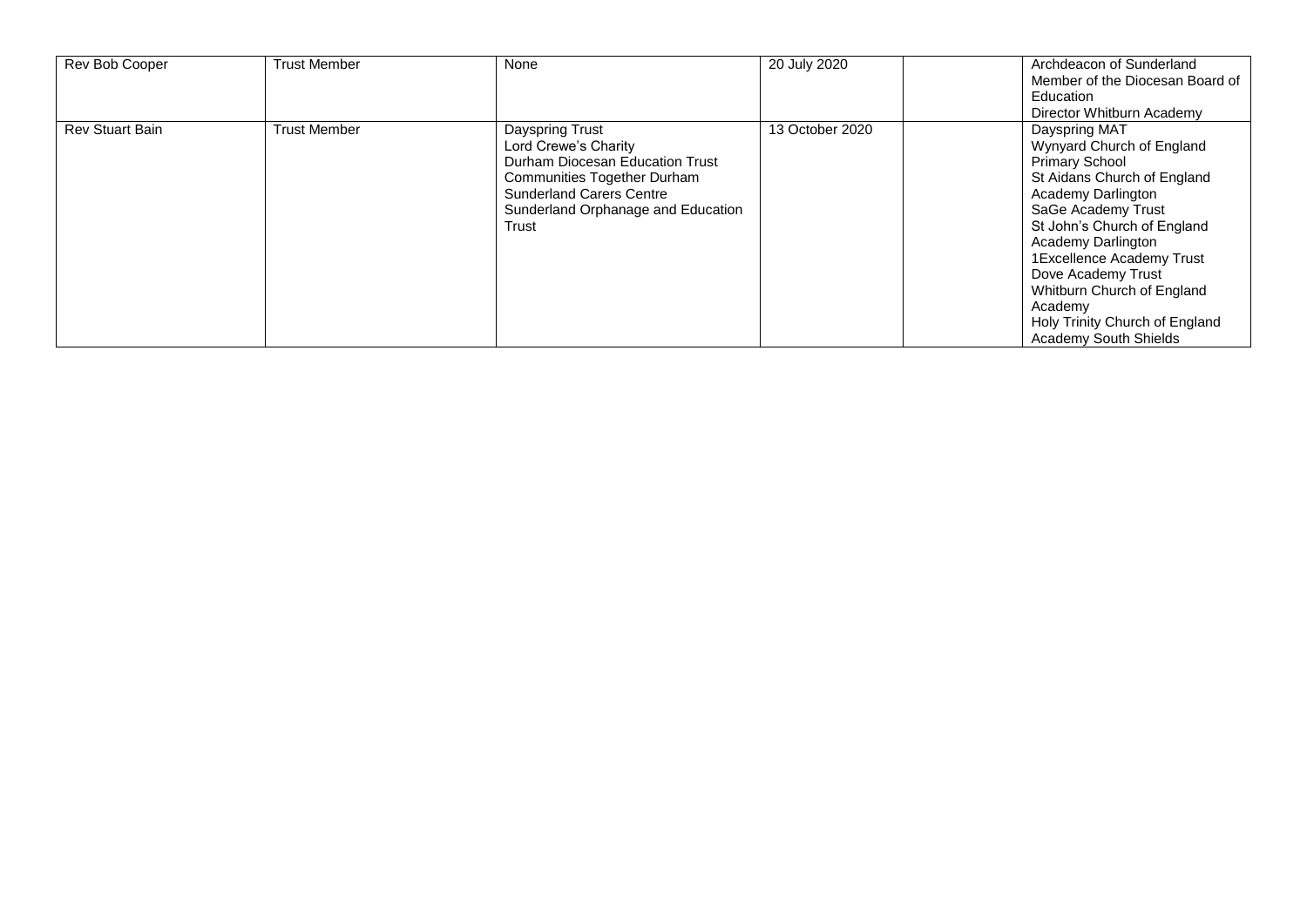| | | | | | |
|---|---|---|---|---|---|
| Rev Bob Cooper | Trust Member | None | 20 July 2020 | | Archdeacon of Sunderland<br>Member of the Diocesan Board of Education<br>Director Whitburn Academy |
| Rev Stuart Bain | Trust Member | Dayspring Trust<br>Lord Crewe's Charity<br>Durham Diocesan Education Trust<br>Communities Together Durham<br>Sunderland Carers Centre<br>Sunderland Orphanage and Education Trust | 13 October 2020 | | Dayspring MAT<br>Wynyard Church of England Primary School<br>St Aidans Church of England Academy Darlington<br>SaGe Academy Trust<br>St John's Church of England Academy Darlington<br>1Excellence Academy Trust<br>Dove Academy Trust<br>Whitburn Church of England Academy<br>Holy Trinity Church of England Academy South Shields |